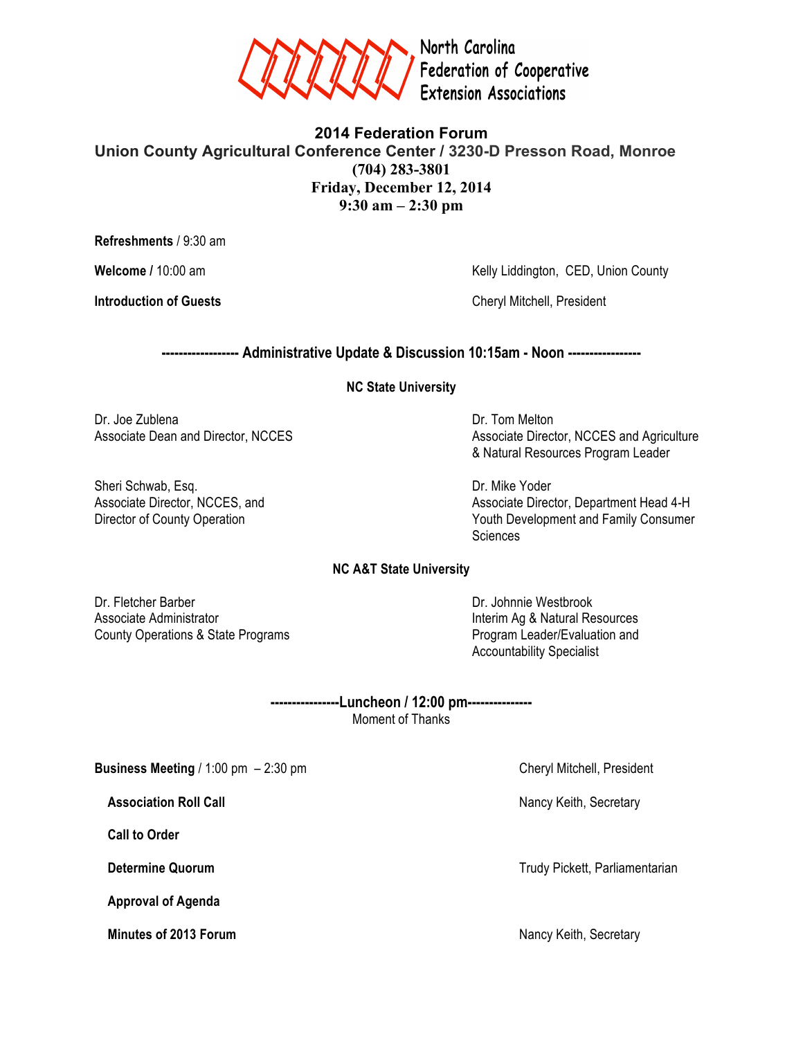North Carolina
Federation of Cooperative
Extension Associations

# 2014 Federation Forum

## Union County Agricultural Conference Center / 3230-D Presson Road, Monroe

**(704) 283-3801**
**Friday, December 12, 2014**
**9:30 am – 2:30 pm**

**Refreshments** / 9:30 am

**Welcome /** 10:00 am — Kelly Liddington, CED, Union County

**Introduction of Guests** — Cheryl Mitchell, President

**------------------ Administrative Update & Discussion 10:15am - Noon -----------------**

**NC State University**

Dr. Joe Zublena
Associate Dean and Director, NCCES

Dr. Tom Melton
Associate Director, NCCES and Agriculture & Natural Resources Program Leader

Sheri Schwab, Esq.
Associate Director, NCCES, and Director of County Operation

Dr. Mike Yoder
Associate Director, Department Head 4-H Youth Development and Family Consumer Sciences

**NC A&T State University**

Dr. Fletcher Barber
Associate Administrator
County Operations & State Programs

Dr. Johnnie Westbrook
Interim Ag & Natural Resources Program Leader/Evaluation and Accountability Specialist

**----------------Luncheon / 12:00 pm---------------**
Moment of Thanks

**Business Meeting** / 1:00 pm – 2:30 pm — Cheryl Mitchell, President

- **Association Roll Call** — Nancy Keith, Secretary
- **Call to Order**
- **Determine Quorum** — Trudy Pickett, Parliamentarian
- **Approval of Agenda**
- **Minutes of 2013 Forum** — Nancy Keith, Secretary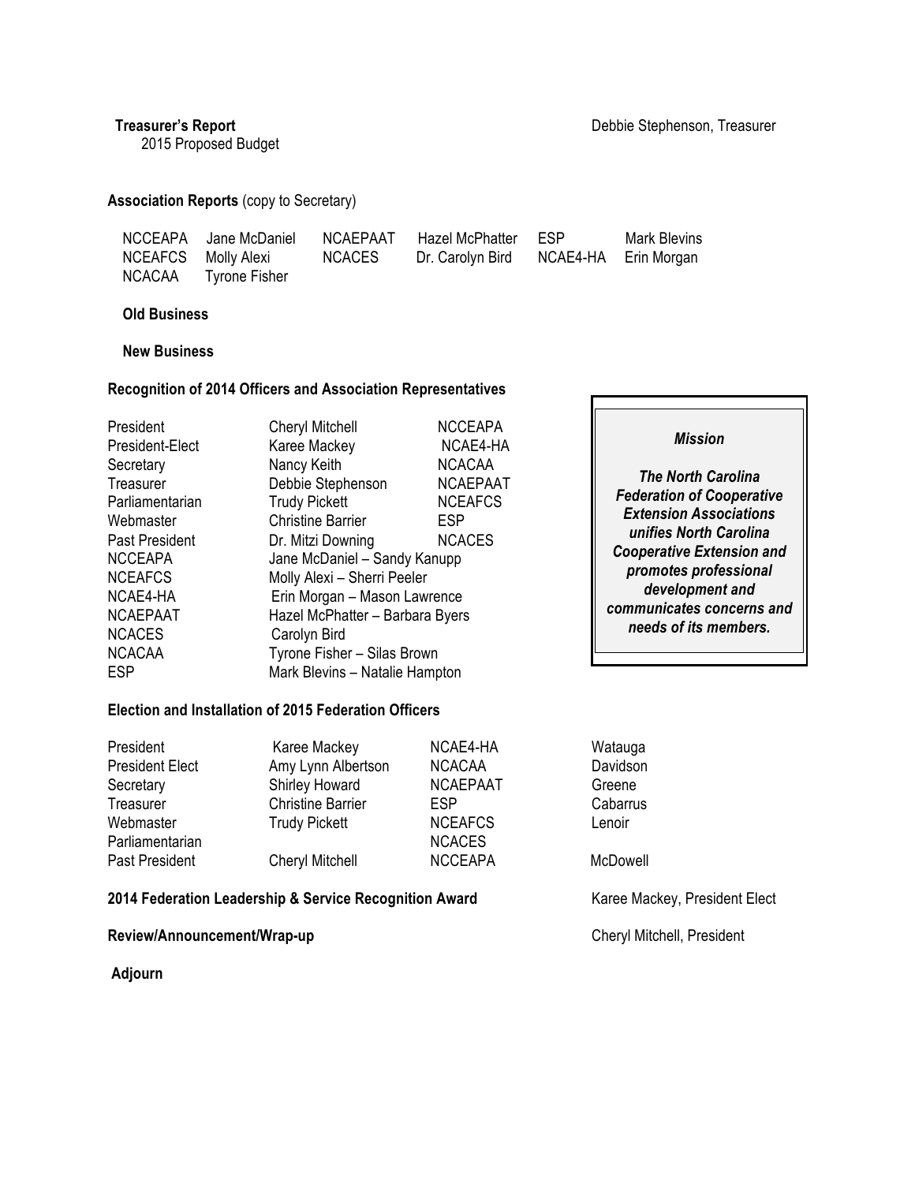**Treasurer's Report** — Debbie Stephenson, Treasurer

2015 Proposed Budget

**Association Reports** (copy to Secretary)

| | | | | | |
|---|---|---|---|---|---|
| NCCEAPA | Jane McDaniel | NCAEPAAT | Hazel McPhatter | ESP | Mark Blevins |
| NCEAFCS | Molly Alexi | NCACES | Dr. Carolyn Bird | NCAE4-HA | Erin Morgan |
| NCACAA | Tyrone Fisher | | | | |

**Old Business**

**New Business**

**Recognition of 2014 Officers and Association Representatives**

| | | |
|---|---|---|
| President | Cheryl Mitchell | NCCEAPA |
| President-Elect | Karee Mackey | NCAE4-HA |
| Secretary | Nancy Keith | NCACAA |
| Treasurer | Debbie Stephenson | NCAEPAAT |
| Parliamentarian | Trudy Pickett | NCEAFCS |
| Webmaster | Christine Barrier | ESP |
| Past President | Dr. Mitzi Downing | NCACES |
| NCCEAPA | Jane McDaniel – Sandy Kanupp | |
| NCEAFCS | Molly Alexi – Sherri Peeler | |
| NCAE4-HA | Erin Morgan – Mason Lawrence | |
| NCAEPAAT | Hazel McPhatter – Barbara Byers | |
| NCACES | Carolyn Bird | |
| NCACAA | Tyrone Fisher – Silas Brown | |
| ESP | Mark Blevins – Natalie Hampton | |

***Mission***

***The North Carolina Federation of Cooperative Extension Associations unifies North Carolina Cooperative Extension and promotes professional development and communicates concerns and needs of its members.***

**Election and Installation of 2015 Federation Officers**

| | | | |
|---|---|---|---|
| President | Karee Mackey | NCAE4-HA | Watauga |
| President Elect | Amy Lynn Albertson | NCACAA | Davidson |
| Secretary | Shirley Howard | NCAEPAAT | Greene |
| Treasurer | Christine Barrier | ESP | Cabarrus |
| Webmaster | Trudy Pickett | NCEAFCS | Lenoir |
| Parliamentarian | | NCACES | |
| Past President | Cheryl Mitchell | NCCEAPA | McDowell |

**2014 Federation Leadership & Service Recognition Award** — Karee Mackey, President Elect

**Review/Announcement/Wrap-up** — Cheryl Mitchell, President

**Adjourn**